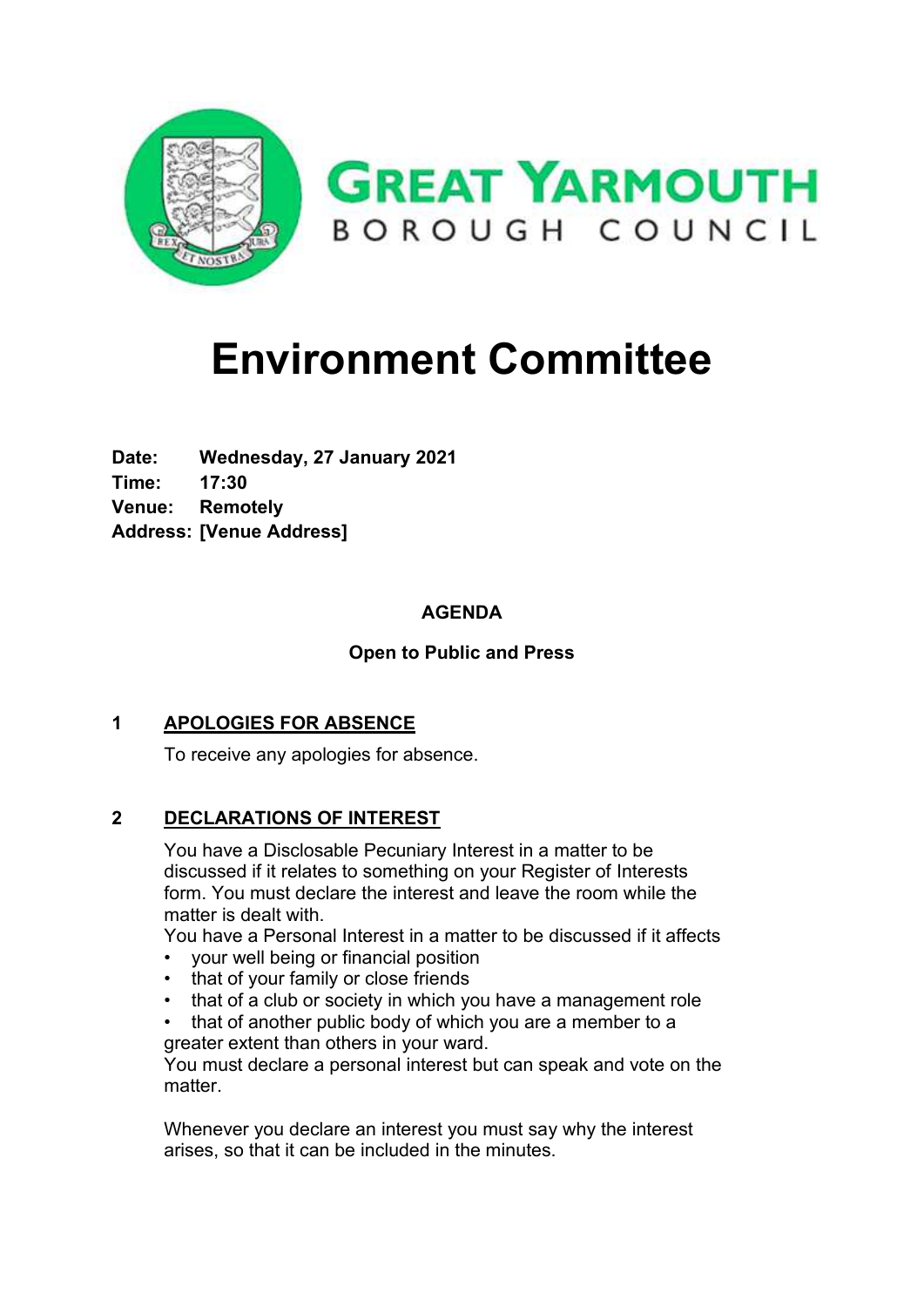GREAT YARMOUTH
BOROUGH COUNCIL

# Environment Committee

**Date:** **Wednesday, 27 January 2021**
**Time:** **17:30**
**Venue:** **Remotely**
**Address:** **[Venue Address]**

**AGENDA**

**Open to Public and Press**

## 1 APOLOGIES FOR ABSENCE

To receive any apologies for absence.

## 2 DECLARATIONS OF INTEREST

You have a Disclosable Pecuniary Interest in a matter to be discussed if it relates to something on your Register of Interests form. You must declare the interest and leave the room while the matter is dealt with.

You have a Personal Interest in a matter to be discussed if it affects

- your well being or financial position
- that of your family or close friends
- that of a club or society in which you have a management role
- that of another public body of which you are a member to a greater extent than others in your ward.

You must declare a personal interest but can speak and vote on the matter.

Whenever you declare an interest you must say why the interest arises, so that it can be included in the minutes.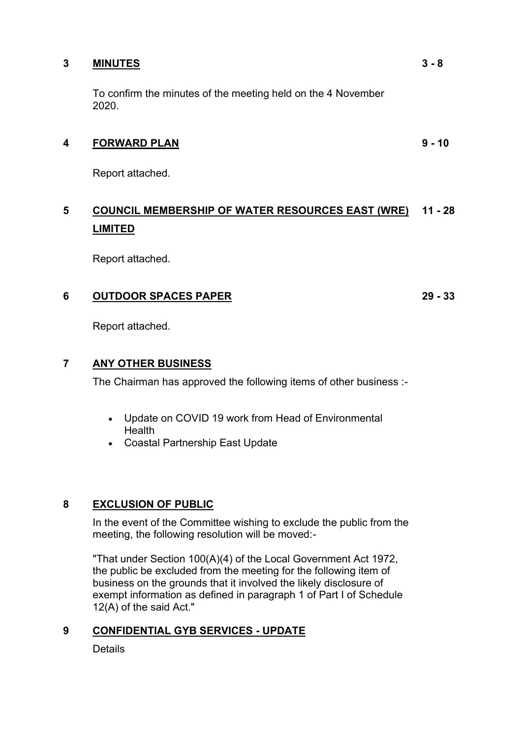## 3 MINUTES 3 - 8

To confirm the minutes of the meeting held on the 4 November 2020.

## 4 FORWARD PLAN 9 - 10

Report attached.

## 5 COUNCIL MEMBERSHIP OF WATER RESOURCES EAST (WRE) LIMITED 11 - 28

Report attached.

## 6 OUTDOOR SPACES PAPER 29 - 33

Report attached.

## 7 ANY OTHER BUSINESS

The Chairman has approved the following items of other business :-

- Update on COVID 19 work from Head of Environmental Health
- Coastal Partnership East Update

## 8 EXCLUSION OF PUBLIC

In the event of the Committee wishing to exclude the public from the meeting, the following resolution will be moved:-

"That under Section 100(A)(4) of the Local Government Act 1972, the public be excluded from the meeting for the following item of business on the grounds that it involved the likely disclosure of exempt information as defined in paragraph 1 of Part I of Schedule 12(A) of the said Act."

## 9 CONFIDENTIAL GYB SERVICES - UPDATE

Details